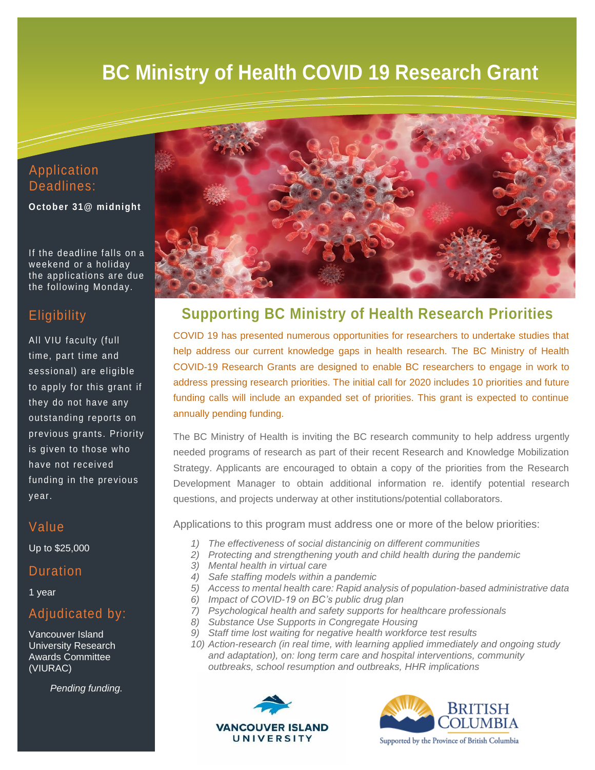# BC Ministry of Health COVID 19 Research Grant

## Application Deadlines:

**October 31@ midnight**

If the deadline falls on a weekend or a holiday the applications are due the following Monday.

## Eligibility

All VIU faculty (full time, part time and sessional) are eligible to apply for this grant if they do not have any outstanding reports on previous grants. Priority is given to those who have not received funding in the previous year.

## Value

Up to $25,000

## Duration

1 year

## Adjudicated by:

Vancouver Island University Research Awards Committee (VIURAC)

*Pending funding.*

## Supporting BC Ministry of Health Research Priorities

COVID 19 has presented numerous opportunities for researchers to undertake studies that help address our current knowledge gaps in health research. The BC Ministry of Health COVID-19 Research Grants are designed to enable BC researchers to engage in work to address pressing research priorities. The initial call for 2020 includes 10 priorities and future funding calls will include an expanded set of priorities. This grant is expected to continue annually pending funding.

The BC Ministry of Health is inviting the BC research community to help address urgently needed programs of research as part of their recent Research and Knowledge Mobilization Strategy. Applicants are encouraged to obtain a copy of the priorities from the Research Development Manager to obtain additional information re. identify potential research questions, and projects underway at other institutions/potential collaborators.

Applications to this program must address one or more of the below priorities:

1) *The effectiveness of social distancinig on different communities*
2) *Protecting and strengthening youth and child health during the pandemic*
3) *Mental health in virtual care*
4) *Safe staffing models within a pandemic*
5) *Access to mental health care: Rapid analysis of population-based administrative data*
6) *Impact of COVID-19 on BC's public drug plan*
7) *Psychological health and safety supports for healthcare professionals*
8) *Substance Use Supports in Congregate Housing*
9) *Staff time lost waiting for negative health workforce test results*
10) *Action-research (in real time, with learning applied immediately and ongoing study and adaptation), on: long term care and hospital interventions, community outbreaks, school resumption and outbreaks, HHR implications*

VANCOUVER ISLAND UNIVERSITY

BRITISH COLUMBIA

Supported by the Province of British Columbia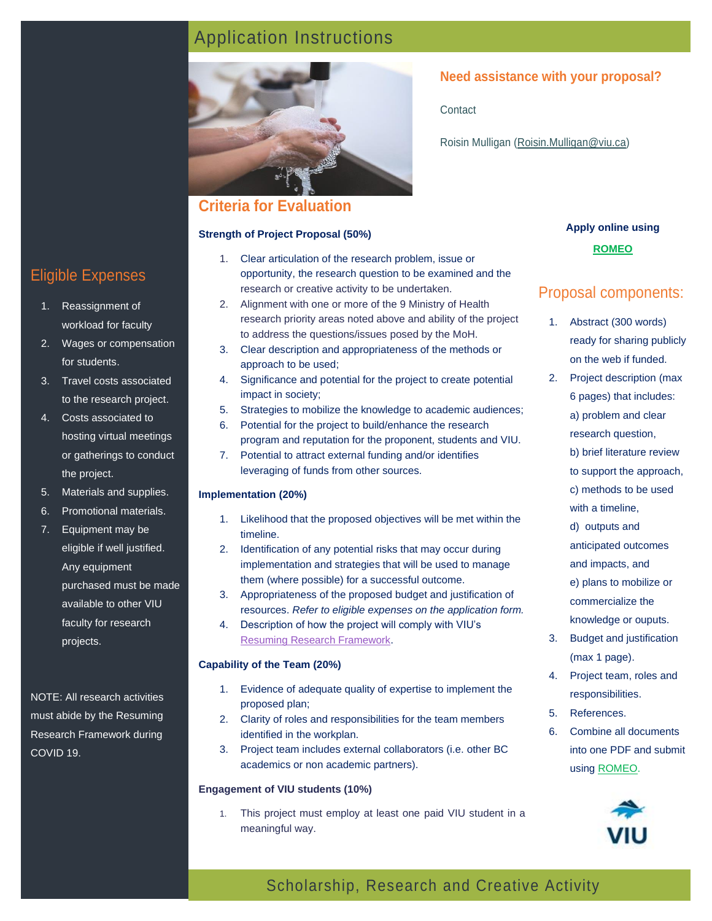# Application Instructions

## Need assistance with your proposal?

Contact

Roisin Mulligan (Roisin.Mulligan@viu.ca)

## Criteria for Evaluation

**Strength of Project Proposal (50%)**

1. Clear articulation of the research problem, issue or opportunity, the research question to be examined and the research or creative activity to be undertaken.
2. Alignment with one or more of the 9 Ministry of Health research priority areas noted above and ability of the project to address the questions/issues posed by the MoH.
3. Clear description and appropriateness of the methods or approach to be used;
4. Significance and potential for the project to create potential impact in society;
5. Strategies to mobilize the knowledge to academic audiences;
6. Potential for the project to build/enhance the research program and reputation for the proponent, students and VIU.
7. Potential to attract external funding and/or identifies leveraging of funds from other sources.

**Implementation (20%)**

1. Likelihood that the proposed objectives will be met within the timeline.
2. Identification of any potential risks that may occur during implementation and strategies that will be used to manage them (where possible) for a successful outcome.
3. Appropriateness of the proposed budget and justification of resources. *Refer to eligible expenses on the application form.*
4. Description of how the project will comply with VIU's Resuming Research Framework.

**Capability of the Team (20%)**

1. Evidence of adequate quality of expertise to implement the proposed plan;
2. Clarity of roles and responsibilities for the team members identified in the workplan.
3. Project team includes external collaborators (i.e. other BC academics or non academic partners).

**Engagement of VIU students (10%)**

1. This project must employ at least one paid VIU student in a meaningful way.

## Eligible Expenses

1. Reassignment of workload for faculty
2. Wages or compensation for students.
3. Travel costs associated to the research project.
4. Costs associated to hosting virtual meetings or gatherings to conduct the project.
5. Materials and supplies.
6. Promotional materials.
7. Equipment may be eligible if well justified. Any equipment purchased must be made available to other VIU faculty for research projects.

NOTE: All research activities must abide by the Resuming Research Framework during COVID 19.

**Apply online using**

**ROMEO**

## Proposal components:

1. Abstract (300 words) ready for sharing publicly on the web if funded.
2. Project description (max 6 pages) that includes:
   a) problem and clear research question,
   b) brief literature review to support the approach,
   c) methods to be used with a timeline,
   d) outputs and anticipated outcomes and impacts, and
   e) plans to mobilize or commercialize the knowledge or ouputs.
3. Budget and justification (max 1 page).
4. Project team, roles and responsibilities.
5. References.
6. Combine all documents into one PDF and submit using ROMEO.

VIU

Scholarship, Research and Creative Activity